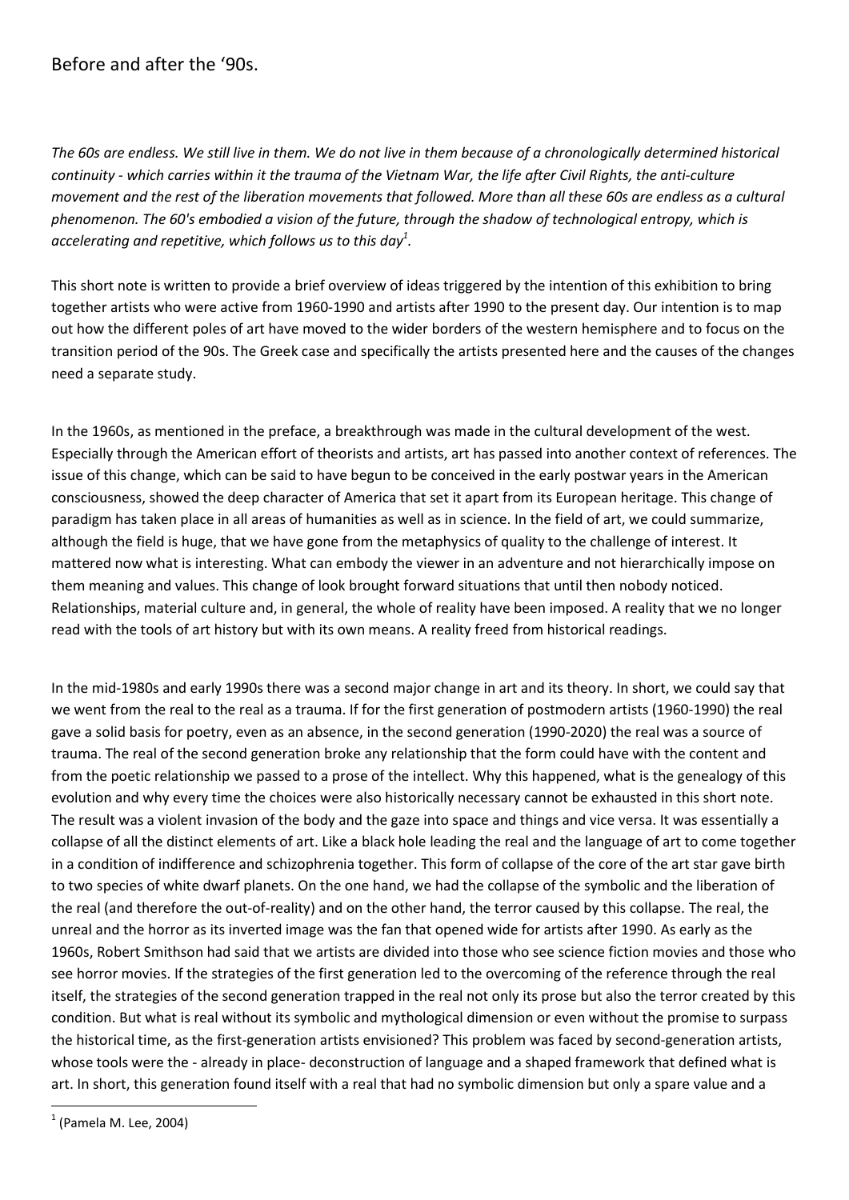# Before and after the '90s.

*The 60s are endless. We still live in them. We do not live in them because of a chronologically determined historical continuity - which carries within it the trauma of the Vietnam War, the life after Civil Rights, the anti-culture movement and the rest of the liberation movements that followed. More than all these 60s are endless as a cultural phenomenon. The 60's embodied a vision of the future, through the shadow of technological entropy, which is accelerating and repetitive, which follows us to this day*[1].

This short note is written to provide a brief overview of ideas triggered by the intention of this exhibition to bring together artists who were active from 1960-1990 and artists after 1990 to the present day. Our intention is to map out how the different poles of art have moved to the wider borders of the western hemisphere and to focus on the transition period of the 90s. The Greek case and specifically the artists presented here and the causes of the changes need a separate study.

In the 1960s, as mentioned in the preface, a breakthrough was made in the cultural development of the west. Especially through the American effort of theorists and artists, art has passed into another context of references. The issue of this change, which can be said to have begun to be conceived in the early postwar years in the American consciousness, showed the deep character of America that set it apart from its European heritage. This change of paradigm has taken place in all areas of humanities as well as in science. In the field of art, we could summarize, although the field is huge, that we have gone from the metaphysics of quality to the challenge of interest. It mattered now what is interesting. What can embody the viewer in an adventure and not hierarchically impose on them meaning and values. This change of look brought forward situations that until then nobody noticed. Relationships, material culture and, in general, the whole of reality have been imposed. A reality that we no longer read with the tools of art history but with its own means. A reality freed from historical readings.

In the mid-1980s and early 1990s there was a second major change in art and its theory. In short, we could say that we went from the real to the real as a trauma. If for the first generation of postmodern artists (1960-1990) the real gave a solid basis for poetry, even as an absence, in the second generation (1990-2020) the real was a source of trauma. The real of the second generation broke any relationship that the form could have with the content and from the poetic relationship we passed to a prose of the intellect. Why this happened, what is the genealogy of this evolution and why every time the choices were also historically necessary cannot be exhausted in this short note. The result was a violent invasion of the body and the gaze into space and things and vice versa. It was essentially a collapse of all the distinct elements of art. Like a black hole leading the real and the language of art to come together in a condition of indifference and schizophrenia together. This form of collapse of the core of the art star gave birth to two species of white dwarf planets. On the one hand, we had the collapse of the symbolic and the liberation of the real (and therefore the out-of-reality) and on the other hand, the terror caused by this collapse. The real, the unreal and the horror as its inverted image was the fan that opened wide for artists after 1990. As early as the 1960s, Robert Smithson had said that we artists are divided into those who see science fiction movies and those who see horror movies. If the strategies of the first generation led to the overcoming of the reference through the real itself, the strategies of the second generation trapped in the real not only its prose but also the terror created by this condition. But what is real without its symbolic and mythological dimension or even without the promise to surpass the historical time, as the first-generation artists envisioned? This problem was faced by second-generation artists, whose tools were the - already in place- deconstruction of language and a shaped framework that defined what is art. In short, this generation found itself with a real that had no symbolic dimension but only a spare value and a

---

[1] (Pamela M. Lee, 2004)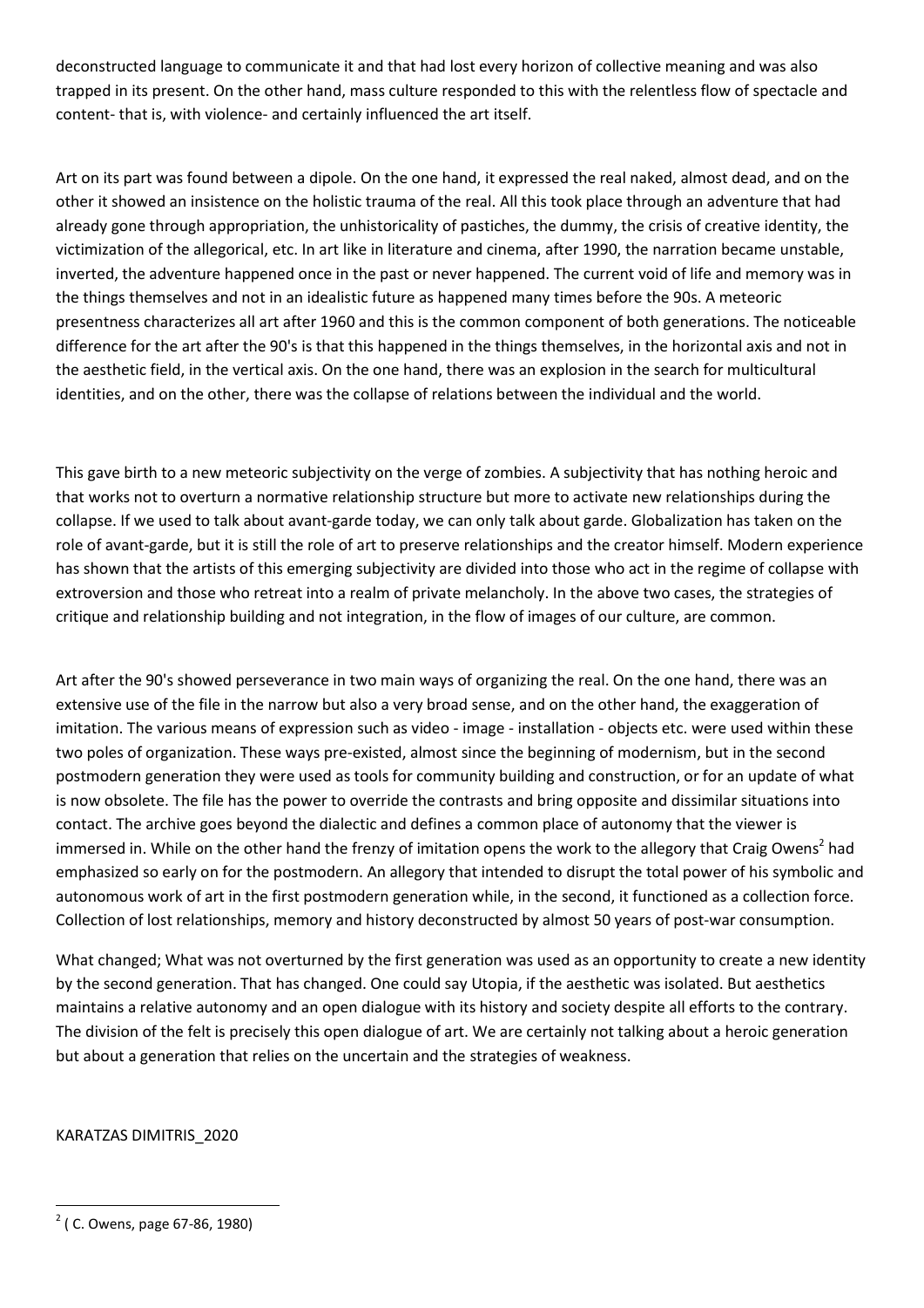deconstructed language to communicate it and that had lost every horizon of collective meaning and was also trapped in its present. On the other hand, mass culture responded to this with the relentless flow of spectacle and content- that is, with violence- and certainly influenced the art itself.

Art on its part was found between a dipole. On the one hand, it expressed the real naked, almost dead, and on the other it showed an insistence on the holistic trauma of the real. All this took place through an adventure that had already gone through appropriation, the unhistoricality of pastiches, the dummy, the crisis of creative identity, the victimization of the allegorical, etc. In art like in literature and cinema, after 1990, the narration became unstable, inverted, the adventure happened once in the past or never happened. The current void of life and memory was in the things themselves and not in an idealistic future as happened many times before the 90s. A meteoric presentness characterizes all art after 1960 and this is the common component of both generations. The noticeable difference for the art after the 90's is that this happened in the things themselves, in the horizontal axis and not in the aesthetic field, in the vertical axis. On the one hand, there was an explosion in the search for multicultural identities, and on the other, there was the collapse of relations between the individual and the world.

This gave birth to a new meteoric subjectivity on the verge of zombies. A subjectivity that has nothing heroic and that works not to overturn a normative relationship structure but more to activate new relationships during the collapse. If we used to talk about avant-garde today, we can only talk about garde. Globalization has taken on the role of avant-garde, but it is still the role of art to preserve relationships and the creator himself. Modern experience has shown that the artists of this emerging subjectivity are divided into those who act in the regime of collapse with extroversion and those who retreat into a realm of private melancholy. In the above two cases, the strategies of critique and relationship building and not integration, in the flow of images of our culture, are common.

Art after the 90's showed perseverance in two main ways of organizing the real. On the one hand, there was an extensive use of the file in the narrow but also a very broad sense, and on the other hand, the exaggeration of imitation. The various means of expression such as video - image - installation - objects etc. were used within these two poles of organization. These ways pre-existed, almost since the beginning of modernism, but in the second postmodern generation they were used as tools for community building and construction, or for an update of what is now obsolete. The file has the power to override the contrasts and bring opposite and dissimilar situations into contact. The archive goes beyond the dialectic and defines a common place of autonomy that the viewer is immersed in. While on the other hand the frenzy of imitation opens the work to the allegory that Craig Owens[2] had emphasized so early on for the postmodern. An allegory that intended to disrupt the total power of his symbolic and autonomous work of art in the first postmodern generation while, in the second, it functioned as a collection force. Collection of lost relationships, memory and history deconstructed by almost 50 years of post-war consumption.

What changed; What was not overturned by the first generation was used as an opportunity to create a new identity by the second generation. That has changed. One could say Utopia, if the aesthetic was isolated. But aesthetics maintains a relative autonomy and an open dialogue with its history and society despite all efforts to the contrary. The division of the felt is precisely this open dialogue of art. We are certainly not talking about a heroic generation but about a generation that relies on the uncertain and the strategies of weakness.

KARATZAS DIMITRIS_2020

[2] ( C. Owens, page 67-86, 1980)